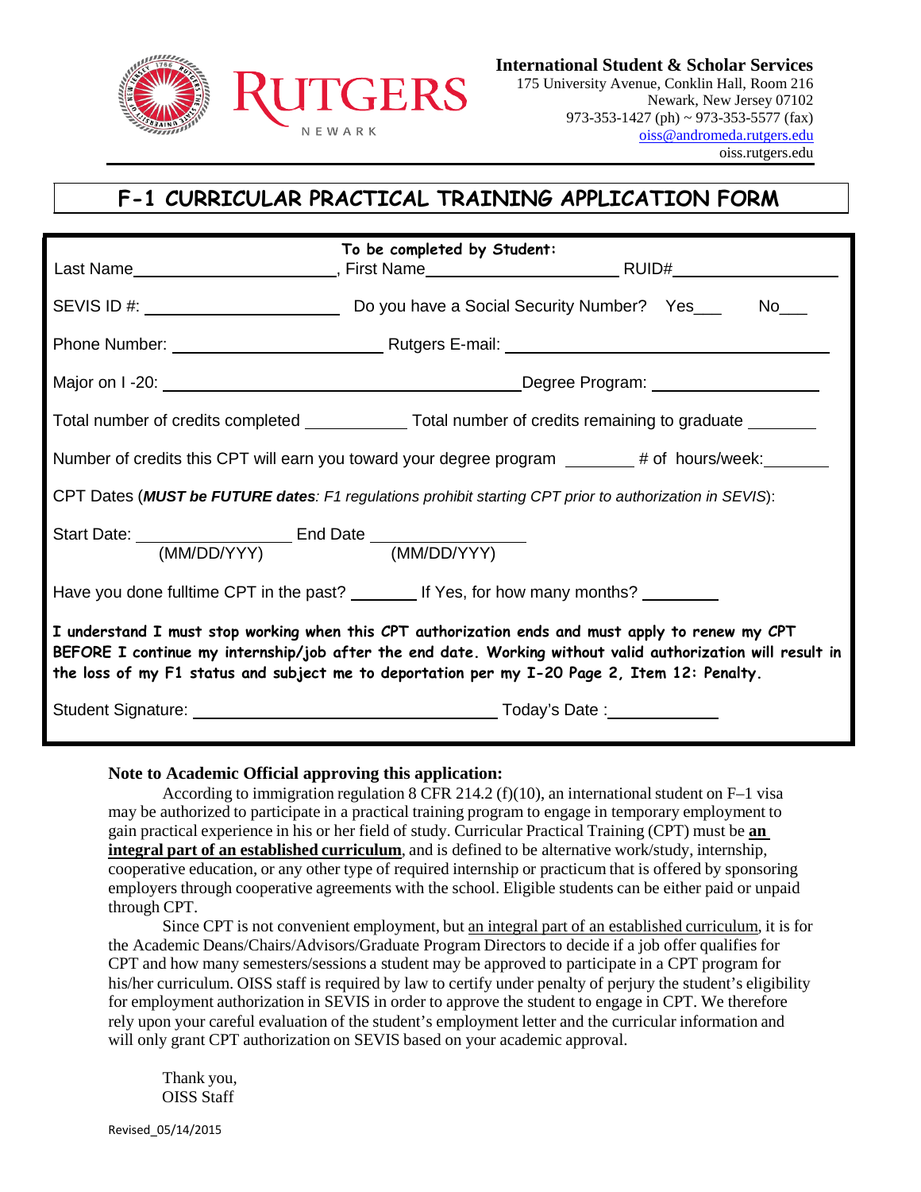**International Student & Scholar Services**
175 University Avenue, Conklin Hall, Room 216
Newark, New Jersey 07102
973-353-1427 (ph) ~ 973-353-5577 (fax)
oiss@andromeda.rutgers.edu
oiss.rutgers.edu

# F-1 CURRICULAR PRACTICAL TRAINING APPLICATION FORM

**To be completed by Student:**

Last Name______________________, First Name______________________ RUID#__________________

SEVIS ID #: ______________________ Do you have a Social Security Number? Yes___ No___

Phone Number: ______________________ Rutgers E-mail: ____________________________________

Major on I -20: ________________________________________Degree Program: __________________

Total number of credits completed ___________ Total number of credits remaining to graduate _______

Number of credits this CPT will earn you toward your degree program _______ # of hours/week:_______

CPT Dates (***MUST be FUTURE dates****: F1 regulations prohibit starting CPT prior to authorization in SEVIS*):

Start Date: ________________ End Date ________________
(MM/DD/YYY) (MM/DD/YYY)

Have you done fulltime CPT in the past? _______ If Yes, for how many months? ________

**I understand I must stop working when this CPT authorization ends and must apply to renew my CPT BEFORE I continue my internship/job after the end date. Working without valid authorization will result in the loss of my F1 status and subject me to deportation per my I-20 Page 2, Item 12: Penalty.**

Student Signature: ___________________________________ Today's Date :____________

**Note to Academic Official approving this application:**

According to immigration regulation 8 CFR 214.2 (f)(10), an international student on F–1 visa may be authorized to participate in a practical training program to engage in temporary employment to gain practical experience in his or her field of study. Curricular Practical Training (CPT) must be **an integral part of an established curriculum**, and is defined to be alternative work/study, internship, cooperative education, or any other type of required internship or practicum that is offered by sponsoring employers through cooperative agreements with the school. Eligible students can be either paid or unpaid through CPT.

Since CPT is not convenient employment, but an integral part of an established curriculum, it is for the Academic Deans/Chairs/Advisors/Graduate Program Directors to decide if a job offer qualifies for CPT and how many semesters/sessions a student may be approved to participate in a CPT program for his/her curriculum. OISS staff is required by law to certify under penalty of perjury the student's eligibility for employment authorization in SEVIS in order to approve the student to engage in CPT. We therefore rely upon your careful evaluation of the student's employment letter and the curricular information and will only grant CPT authorization on SEVIS based on your academic approval.

Thank you,
OISS Staff

Revised_05/14/2015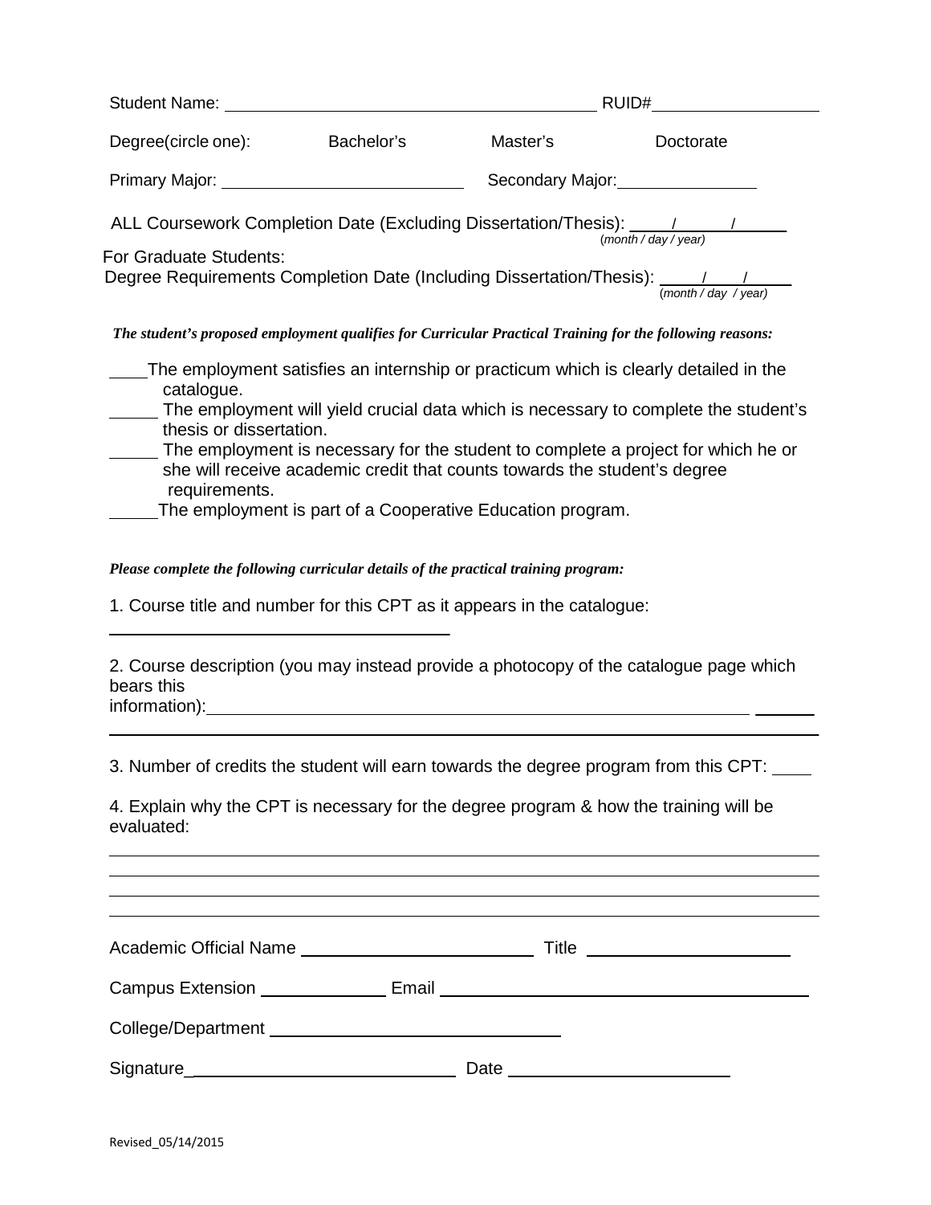Student Name: ______________________________ RUID# ________________

Degree(circle one): Bachelor's Master's Doctorate

Primary Major: ______________________ Secondary Major: ______________

ALL Coursework Completion Date (Excluding Dissertation/Thesis): ____/____/____ (month / day / year)

For Graduate Students:
Degree Requirements Completion Date (Including Dissertation/Thesis): ____/____/____ (month / day / year)

***The student's proposed employment qualifies for Curricular Practical Training for the following reasons:***

____ The employment satisfies an internship or practicum which is clearly detailed in the catalogue.

____ The employment will yield crucial data which is necessary to complete the student's thesis or dissertation.

____ The employment is necessary for the student to complete a project for which he or she will receive academic credit that counts towards the student's degree requirements.

____ The employment is part of a Cooperative Education program.

***Please complete the following curricular details of the practical training program:***

1. Course title and number for this CPT as it appears in the catalogue:

______________________________

2. Course description (you may instead provide a photocopy of the catalogue page which bears this information): ______________________________________________

______________________________________________________________________

3. Number of credits the student will earn towards the degree program from this CPT: ____

4. Explain why the CPT is necessary for the degree program & how the training will be evaluated:

______________________________________________________________________

______________________________________________________________________

______________________________________________________________________

______________________________________________________________________

Academic Official Name ______________________ Title ____________________

Campus Extension ____________ Email ________________________________

College/Department ___________________________

Signature ________________________ Date ____________________

Revised_05/14/2015